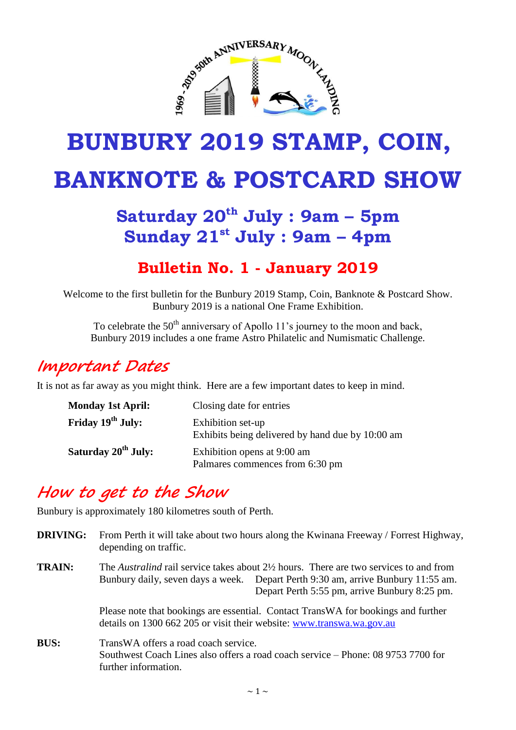# BUNBURY 2019 STAMP, COIN, BANKNOTE & POSTCARD SHOW

## Saturday 20th July : 9am – 5pm
## Sunday 21st July : 9am – 4pm

## Bulletin No. 1 - January 2019

Welcome to the first bulletin for the Bunbury 2019 Stamp, Coin, Banknote & Postcard Show. Bunbury 2019 is a national One Frame Exhibition.

To celebrate the 50th anniversary of Apollo 11's journey to the moon and back, Bunbury 2019 includes a one frame Astro Philatelic and Numismatic Challenge.

## *Important Dates*

It is not as far away as you might think. Here are a few important dates to keep in mind.

| | |
|---|---|
| **Monday 1st April:** | Closing date for entries |
| **Friday 19th July:** | Exhibition set-up<br>Exhibits being delivered by hand due by 10:00 am |
| **Saturday 20th July:** | Exhibition opens at 9:00 am<br>Palmares commences from 6:30 pm |

## *How to get to the Show*

Bunbury is approximately 180 kilometres south of Perth.

**DRIVING:** From Perth it will take about two hours along the Kwinana Freeway / Forrest Highway, depending on traffic.

**TRAIN:** The *Australind* rail service takes about 2½ hours. There are two services to and from Bunbury daily, seven days a week. Depart Perth 9:30 am, arrive Bunbury 11:55 am. Depart Perth 5:55 pm, arrive Bunbury 8:25 pm.

Please note that bookings are essential. Contact TransWA for bookings and further details on 1300 662 205 or visit their website: www.transwa.wa.gov.au

**BUS:** TransWA offers a road coach service.
Southwest Coach Lines also offers a road coach service – Phone: 08 9753 7700 for further information.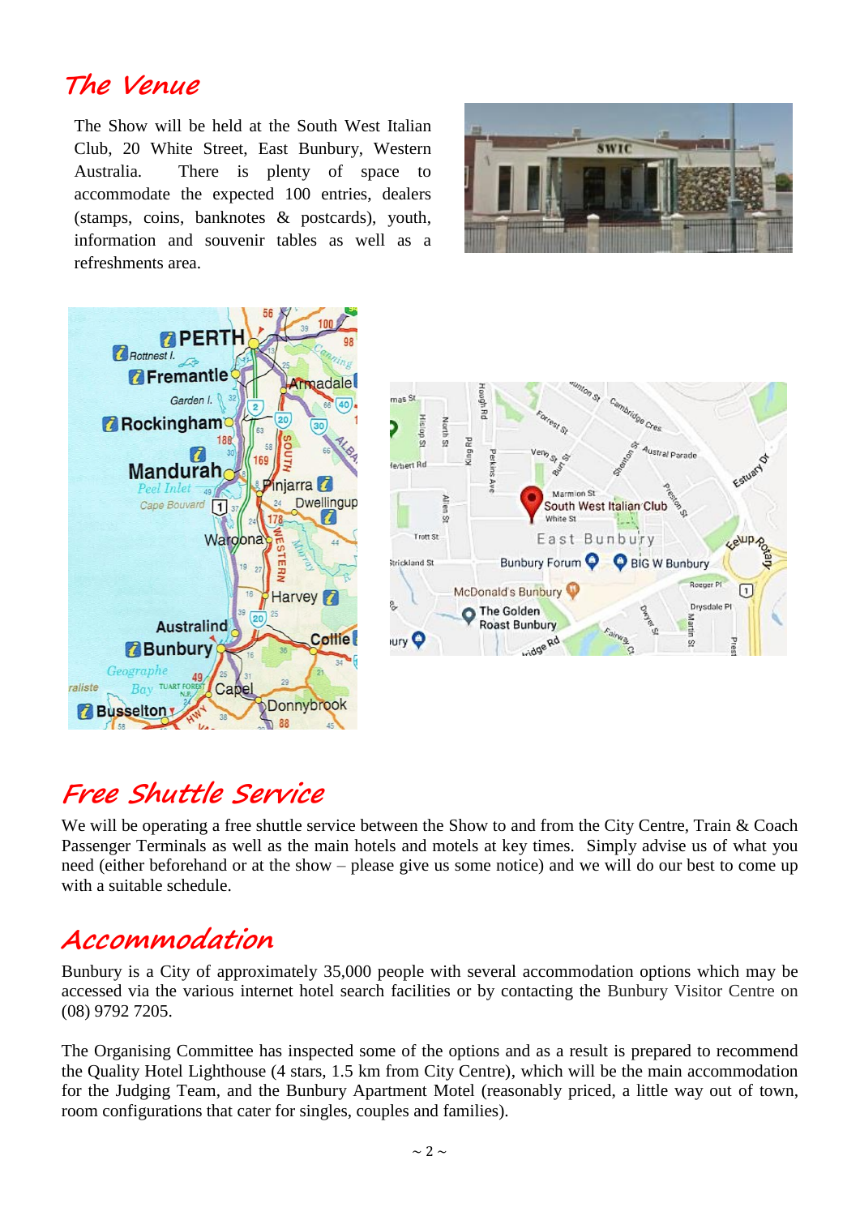## The Venue

The Show will be held at the South West Italian Club, 20 White Street, East Bunbury, Western Australia. There is plenty of space to accommodate the expected 100 entries, dealers (stamps, coins, banknotes & postcards), youth, information and souvenir tables as well as a refreshments area.

## Free Shuttle Service

We will be operating a free shuttle service between the Show to and from the City Centre, Train & Coach Passenger Terminals as well as the main hotels and motels at key times. Simply advise us of what you need (either beforehand or at the show – please give us some notice) and we will do our best to come up with a suitable schedule.

## Accommodation

Bunbury is a City of approximately 35,000 people with several accommodation options which may be accessed via the various internet hotel search facilities or by contacting the Bunbury Visitor Centre on (08) 9792 7205.

The Organising Committee has inspected some of the options and as a result is prepared to recommend the Quality Hotel Lighthouse (4 stars, 1.5 km from City Centre), which will be the main accommodation for the Judging Team, and the Bunbury Apartment Motel (reasonably priced, a little way out of town, room configurations that cater for singles, couples and families).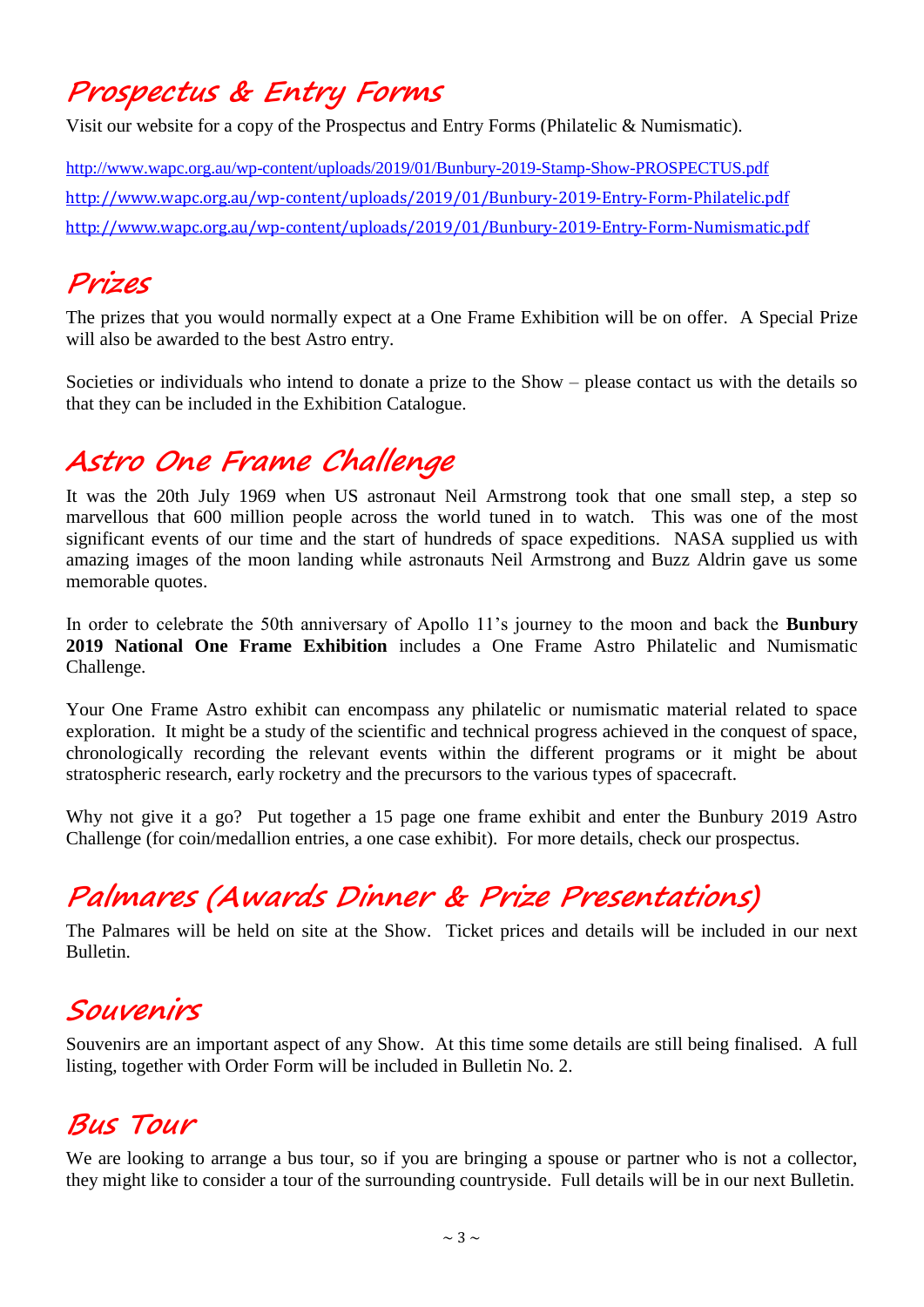## Prospectus & Entry Forms

Visit our website for a copy of the Prospectus and Entry Forms (Philatelic & Numismatic).

http://www.wapc.org.au/wp-content/uploads/2019/01/Bunbury-2019-Stamp-Show-PROSPECTUS.pdf

http://www.wapc.org.au/wp-content/uploads/2019/01/Bunbury-2019-Entry-Form-Philatelic.pdf

http://www.wapc.org.au/wp-content/uploads/2019/01/Bunbury-2019-Entry-Form-Numismatic.pdf

## Prizes

The prizes that you would normally expect at a One Frame Exhibition will be on offer. A Special Prize will also be awarded to the best Astro entry.

Societies or individuals who intend to donate a prize to the Show – please contact us with the details so that they can be included in the Exhibition Catalogue.

## Astro One Frame Challenge

It was the 20th July 1969 when US astronaut Neil Armstrong took that one small step, a step so marvellous that 600 million people across the world tuned in to watch. This was one of the most significant events of our time and the start of hundreds of space expeditions. NASA supplied us with amazing images of the moon landing while astronauts Neil Armstrong and Buzz Aldrin gave us some memorable quotes.

In order to celebrate the 50th anniversary of Apollo 11's journey to the moon and back the **Bunbury 2019 National One Frame Exhibition** includes a One Frame Astro Philatelic and Numismatic Challenge.

Your One Frame Astro exhibit can encompass any philatelic or numismatic material related to space exploration. It might be a study of the scientific and technical progress achieved in the conquest of space, chronologically recording the relevant events within the different programs or it might be about stratospheric research, early rocketry and the precursors to the various types of spacecraft.

Why not give it a go? Put together a 15 page one frame exhibit and enter the Bunbury 2019 Astro Challenge (for coin/medallion entries, a one case exhibit). For more details, check our prospectus.

## Palmares (Awards Dinner & Prize Presentations)

The Palmares will be held on site at the Show. Ticket prices and details will be included in our next Bulletin.

## Souvenirs

Souvenirs are an important aspect of any Show. At this time some details are still being finalised. A full listing, together with Order Form will be included in Bulletin No. 2.

## Bus Tour

We are looking to arrange a bus tour, so if you are bringing a spouse or partner who is not a collector, they might like to consider a tour of the surrounding countryside. Full details will be in our next Bulletin.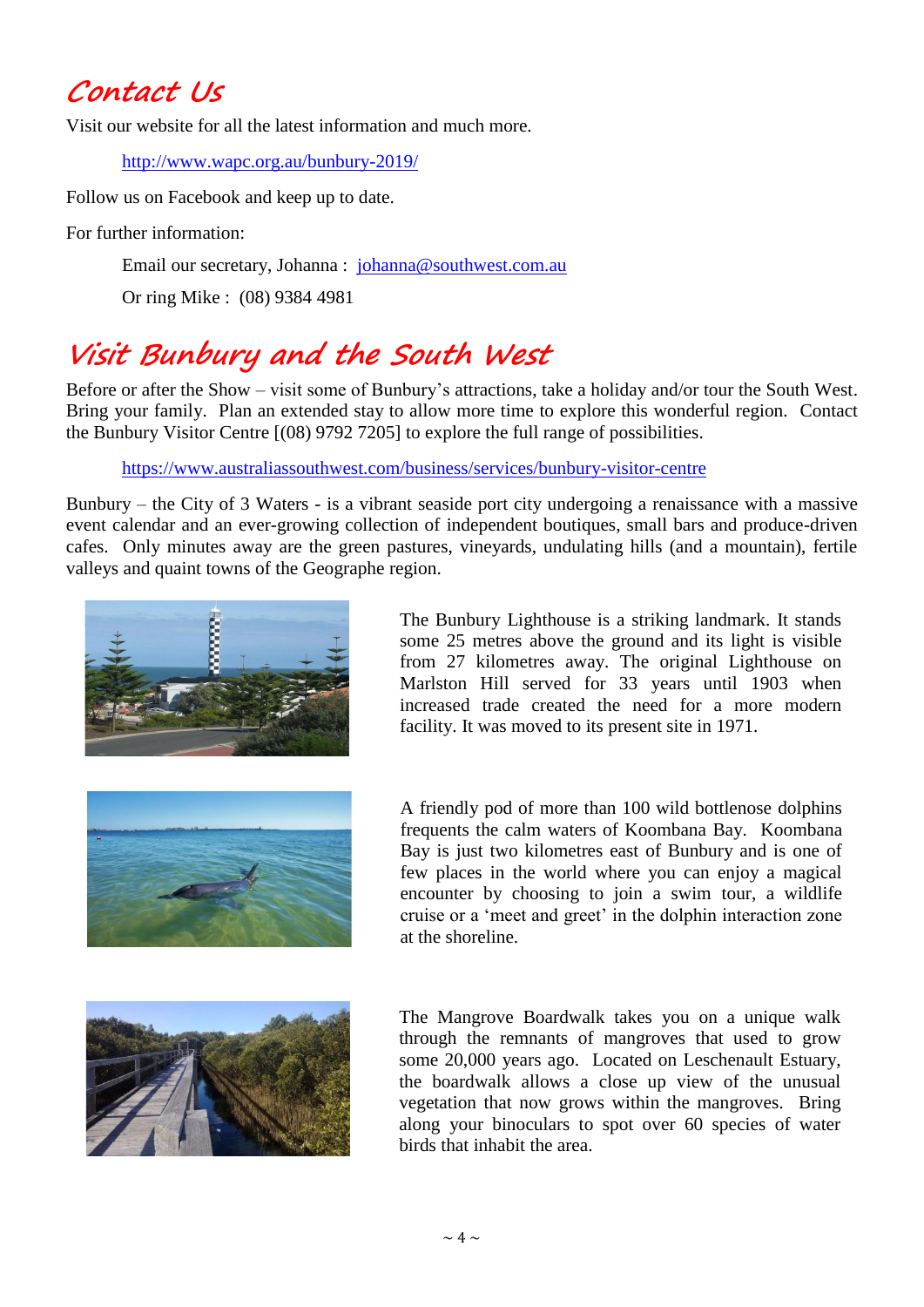## Contact Us

Visit our website for all the latest information and much more.

http://www.wapc.org.au/bunbury-2019/

Follow us on Facebook and keep up to date.

For further information:

Email our secretary, Johanna : johanna@southwest.com.au

Or ring Mike : (08) 9384 4981

## Visit Bunbury and the South West

Before or after the Show – visit some of Bunbury's attractions, take a holiday and/or tour the South West. Bring your family. Plan an extended stay to allow more time to explore this wonderful region. Contact the Bunbury Visitor Centre [(08) 9792 7205] to explore the full range of possibilities.

https://www.australiassouthwest.com/business/services/bunbury-visitor-centre

Bunbury – the City of 3 Waters - is a vibrant seaside port city undergoing a renaissance with a massive event calendar and an ever-growing collection of independent boutiques, small bars and produce-driven cafes. Only minutes away are the green pastures, vineyards, undulating hills (and a mountain), fertile valleys and quaint towns of the Geographe region.

The Bunbury Lighthouse is a striking landmark. It stands some 25 metres above the ground and its light is visible from 27 kilometres away. The original Lighthouse on Marlston Hill served for 33 years until 1903 when increased trade created the need for a more modern facility. It was moved to its present site in 1971.

A friendly pod of more than 100 wild bottlenose dolphins frequents the calm waters of Koombana Bay. Koombana Bay is just two kilometres east of Bunbury and is one of few places in the world where you can enjoy a magical encounter by choosing to join a swim tour, a wildlife cruise or a 'meet and greet' in the dolphin interaction zone at the shoreline.

The Mangrove Boardwalk takes you on a unique walk through the remnants of mangroves that used to grow some 20,000 years ago. Located on Leschenault Estuary, the boardwalk allows a close up view of the unusual vegetation that now grows within the mangroves. Bring along your binoculars to spot over 60 species of water birds that inhabit the area.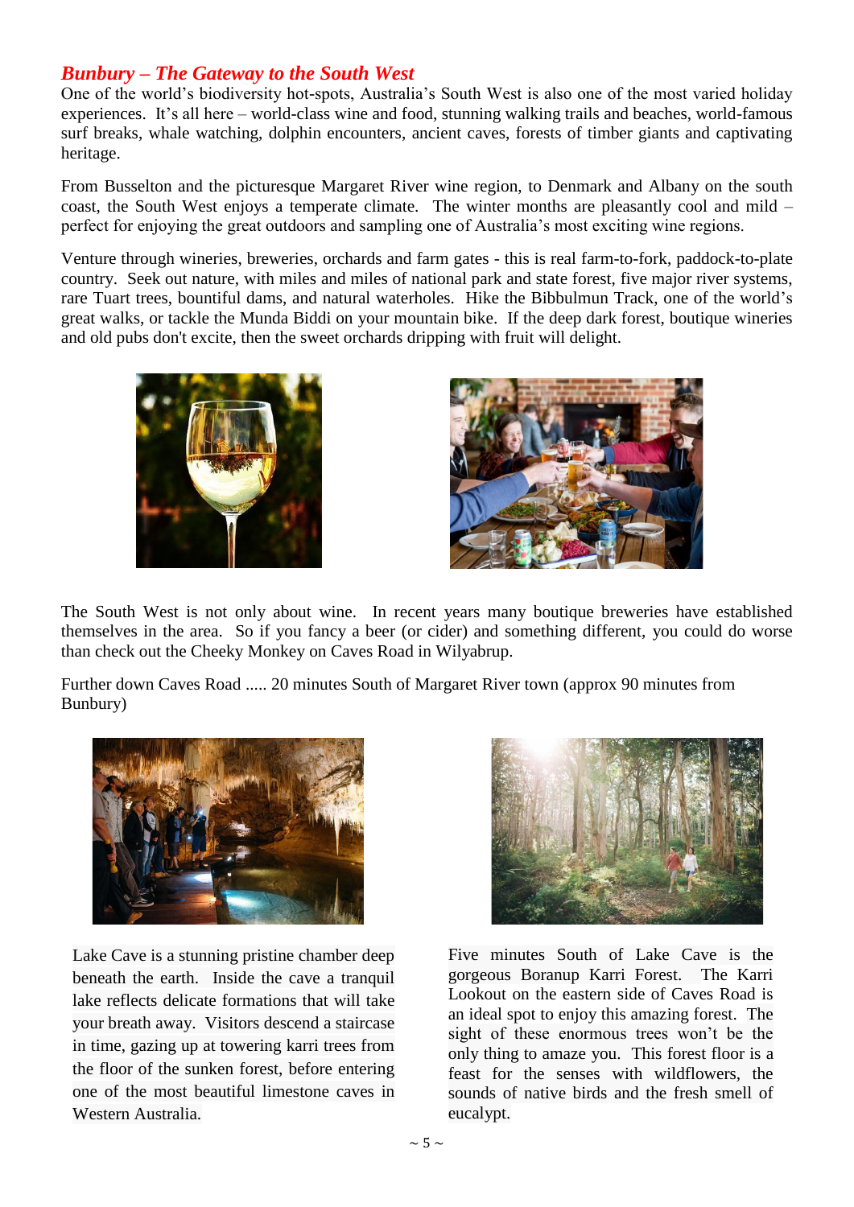## *Bunbury – The Gateway to the South West*

One of the world's biodiversity hot-spots, Australia's South West is also one of the most varied holiday experiences. It's all here – world-class wine and food, stunning walking trails and beaches, world-famous surf breaks, whale watching, dolphin encounters, ancient caves, forests of timber giants and captivating heritage.

From Busselton and the picturesque Margaret River wine region, to Denmark and Albany on the south coast, the South West enjoys a temperate climate. The winter months are pleasantly cool and mild – perfect for enjoying the great outdoors and sampling one of Australia's most exciting wine regions.

Venture through wineries, breweries, orchards and farm gates - this is real farm-to-fork, paddock-to-plate country. Seek out nature, with miles and miles of national park and state forest, five major river systems, rare Tuart trees, bountiful dams, and natural waterholes. Hike the Bibbulmun Track, one of the world's great walks, or tackle the Munda Biddi on your mountain bike. If the deep dark forest, boutique wineries and old pubs don't excite, then the sweet orchards dripping with fruit will delight.

The South West is not only about wine. In recent years many boutique breweries have established themselves in the area. So if you fancy a beer (or cider) and something different, you could do worse than check out the Cheeky Monkey on Caves Road in Wilyabrup.

Further down Caves Road ..... 20 minutes South of Margaret River town (approx 90 minutes from Bunbury)

Lake Cave is a stunning pristine chamber deep beneath the earth. Inside the cave a tranquil lake reflects delicate formations that will take your breath away. Visitors descend a staircase in time, gazing up at towering karri trees from the floor of the sunken forest, before entering one of the most beautiful limestone caves in Western Australia.

Five minutes South of Lake Cave is the gorgeous Boranup Karri Forest. The Karri Lookout on the eastern side of Caves Road is an ideal spot to enjoy this amazing forest. The sight of these enormous trees won't be the only thing to amaze you. This forest floor is a feast for the senses with wildflowers, the sounds of native birds and the fresh smell of eucalypt.